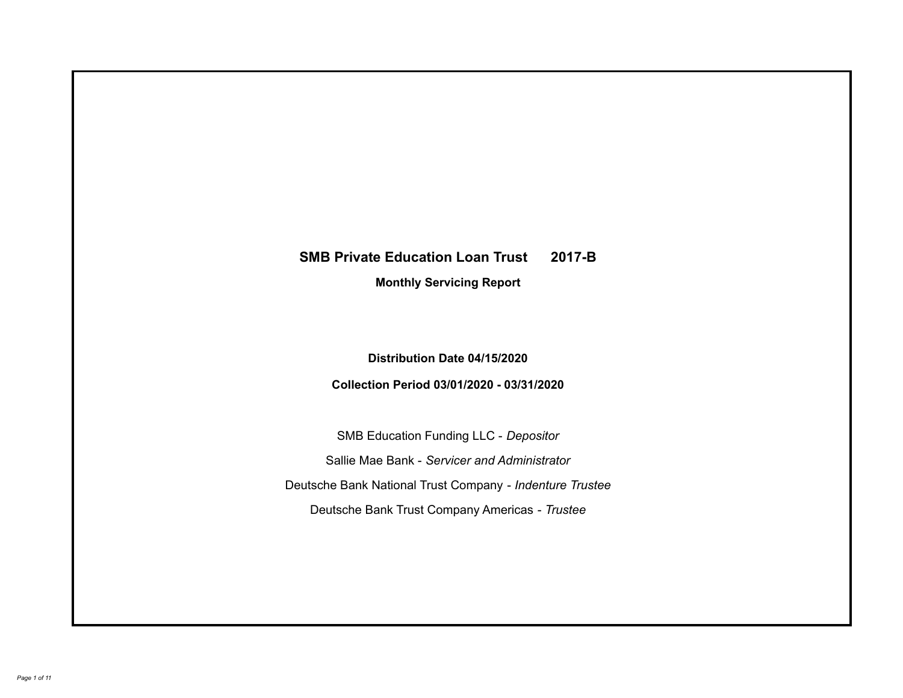# SMB Private Education Loan Trust 2017-B

## Monthly Servicing Report

**Distribution Date 04/15/2020**

**Collection Period 03/01/2020 - 03/31/2020**

SMB Education Funding LLC - *Depositor*

Sallie Mae Bank - *Servicer and Administrator*

Deutsche Bank National Trust Company - *Indenture Trustee*

Deutsche Bank Trust Company Americas - *Trustee*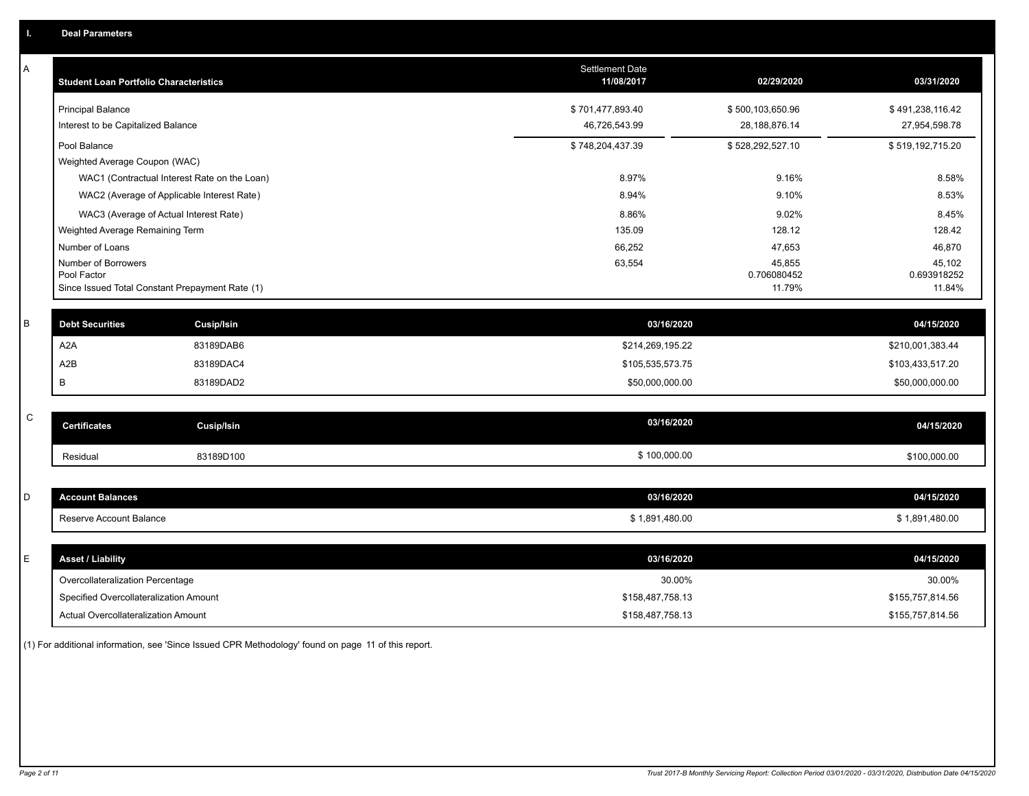# I. Deal Parameters

## A

| Student Loan Portfolio Characteristics | Settlement Date 11/08/2017 | 02/29/2020 | 03/31/2020 |
|---|---|---|---|
| Principal Balance | $ 701,477,893.40 | $ 500,103,650.96 | $ 491,238,116.42 |
| Interest to be Capitalized Balance | 46,726,543.99 | 28,188,876.14 | 27,954,598.78 |
| Pool Balance | $ 748,204,437.39 | $ 528,292,527.10 | $ 519,192,715.20 |
| Weighted Average Coupon (WAC) | | | |
| WAC1 (Contractual Interest Rate on the Loan) | 8.97% | 9.16% | 8.58% |
| WAC2 (Average of Applicable Interest Rate) | 8.94% | 9.10% | 8.53% |
| WAC3 (Average of Actual Interest Rate) | 8.86% | 9.02% | 8.45% |
| Weighted Average Remaining Term | 135.09 | 128.12 | 128.42 |
| Number of Loans | 66,252 | 47,653 | 46,870 |
| Number of Borrowers | 63,554 | 45,855 | 45,102 |
| Pool Factor | | 0.706080452 | 0.693918252 |
| Since Issued Total Constant Prepayment Rate (1) | | 11.79% | 11.84% |

## B

| Debt Securities | Cusip/Isin | 03/16/2020 | 04/15/2020 |
|---|---|---|---|
| A2A | 83189DAB6 | $214,269,195.22 | $210,001,383.44 |
| A2B | 83189DAC4 | $105,535,573.75 | $103,433,517.20 |
| B | 83189DAD2 | $50,000,000.00 | $50,000,000.00 |

## C

| Certificates | Cusip/Isin | 03/16/2020 | 04/15/2020 |
|---|---|---|---|
| Residual | 83189D100 | $ 100,000.00 | $100,000.00 |

## D

| Account Balances | 03/16/2020 | 04/15/2020 |
|---|---|---|
| Reserve Account Balance | $ 1,891,480.00 | $ 1,891,480.00 |

## E

| Asset / Liability | 03/16/2020 | 04/15/2020 |
|---|---|---|
| Overcollateralization Percentage | 30.00% | 30.00% |
| Specified Overcollateralization Amount | $158,487,758.13 | $155,757,814.56 |
| Actual Overcollateralization Amount | $158,487,758.13 | $155,757,814.56 |

(1) For additional information, see 'Since Issued CPR Methodology' found on page 11 of this report.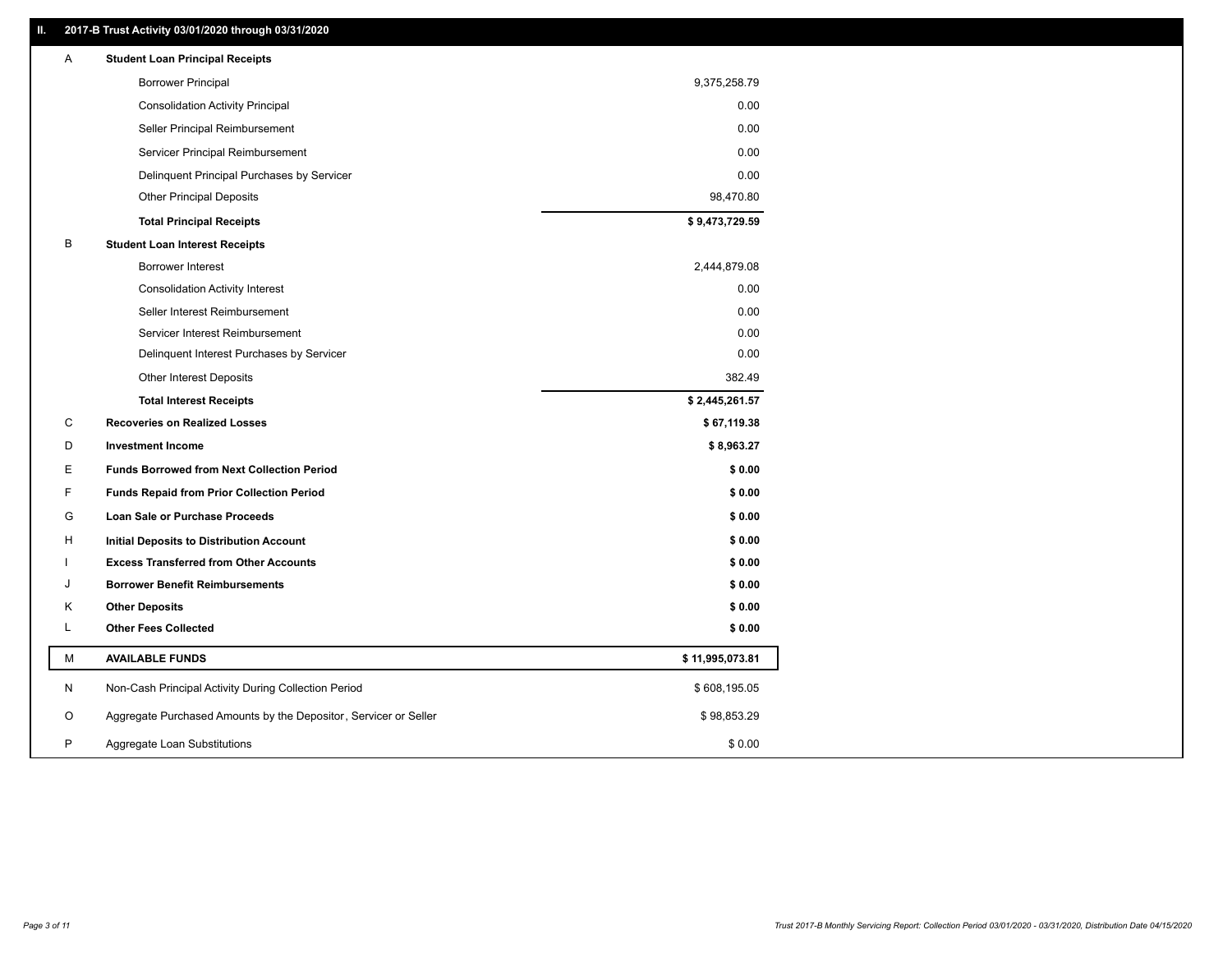## II. 2017-B Trust Activity 03/01/2020 through 03/31/2020

| | | |
|---|---|---|
| A | **Student Loan Principal Receipts** | |
| | Borrower Principal | 9,375,258.79 |
| | Consolidation Activity Principal | 0.00 |
| | Seller Principal Reimbursement | 0.00 |
| | Servicer Principal Reimbursement | 0.00 |
| | Delinquent Principal Purchases by Servicer | 0.00 |
| | Other Principal Deposits | 98,470.80 |
| | **Total Principal Receipts** | **$ 9,473,729.59** |
| B | **Student Loan Interest Receipts** | |
| | Borrower Interest | 2,444,879.08 |
| | Consolidation Activity Interest | 0.00 |
| | Seller Interest Reimbursement | 0.00 |
| | Servicer Interest Reimbursement | 0.00 |
| | Delinquent Interest Purchases by Servicer | 0.00 |
| | Other Interest Deposits | 382.49 |
| | **Total Interest Receipts** | **$ 2,445,261.57** |
| C | **Recoveries on Realized Losses** | **$ 67,119.38** |
| D | **Investment Income** | **$ 8,963.27** |
| E | **Funds Borrowed from Next Collection Period** | **$ 0.00** |
| F | **Funds Repaid from Prior Collection Period** | **$ 0.00** |
| G | **Loan Sale or Purchase Proceeds** | **$ 0.00** |
| H | **Initial Deposits to Distribution Account** | **$ 0.00** |
| I | **Excess Transferred from Other Accounts** | **$ 0.00** |
| J | **Borrower Benefit Reimbursements** | **$ 0.00** |
| K | **Other Deposits** | **$ 0.00** |
| L | **Other Fees Collected** | **$ 0.00** |
| M | **AVAILABLE FUNDS** | **$ 11,995,073.81** |
| N | Non-Cash Principal Activity During Collection Period | $ 608,195.05 |
| O | Aggregate Purchased Amounts by the Depositor, Servicer or Seller | $ 98,853.29 |
| P | Aggregate Loan Substitutions | $ 0.00 |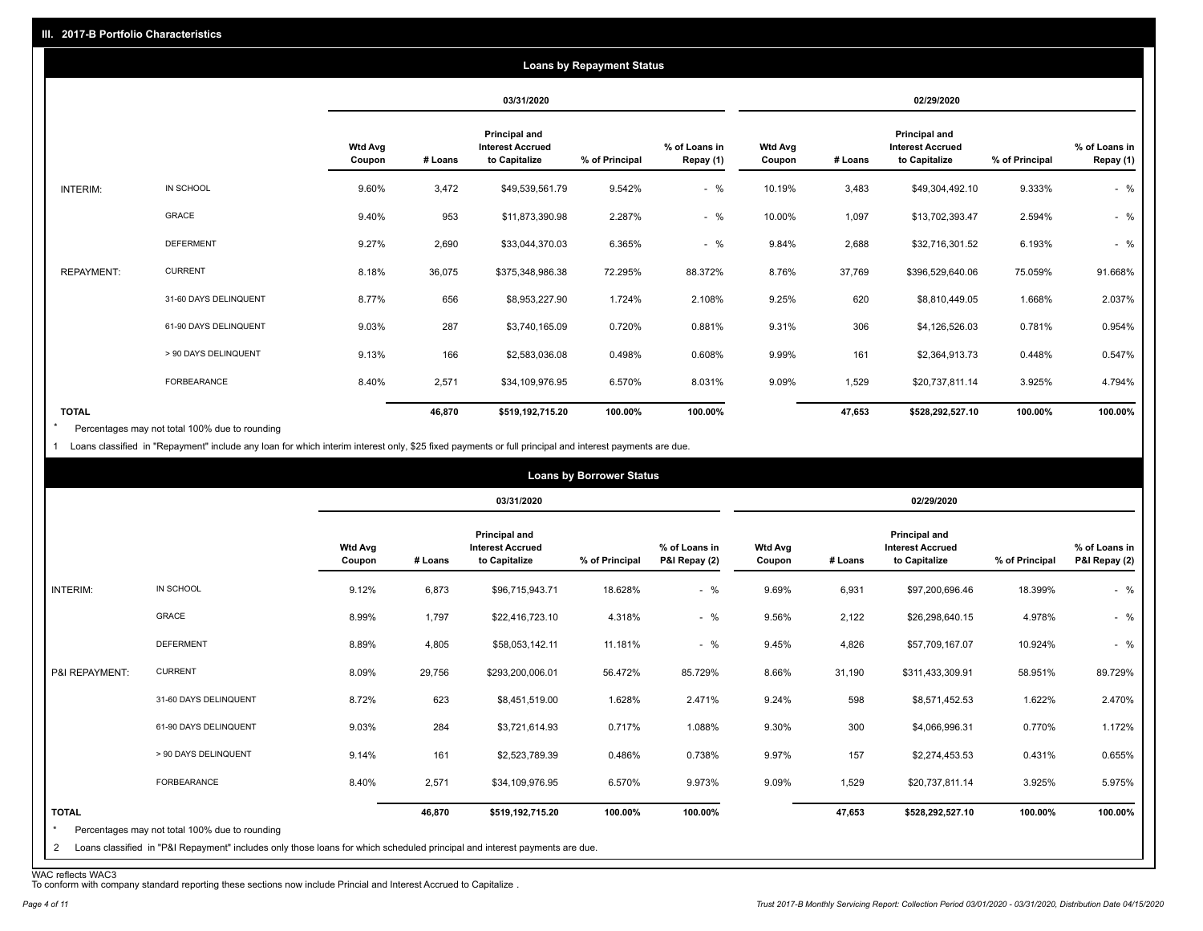## III. 2017-B Portfolio Characteristics

### Loans by Repayment Status

| | | 03/31/2020 | | | | | 02/29/2020 | | | | |
|---|---|---|---|---|---|---|---|---|---|---|---|
| | | Wtd Avg Coupon | # Loans | Principal and Interest Accrued to Capitalize | % of Principal | % of Loans in Repay (1) | Wtd Avg Coupon | # Loans | Principal and Interest Accrued to Capitalize | % of Principal | % of Loans in Repay (1) |
| INTERIM: | IN SCHOOL | 9.60% | 3,472 | $49,539,561.79 | 9.542% | - % | 10.19% | 3,483 | $49,304,492.10 | 9.333% | - % |
| | GRACE | 9.40% | 953 | $11,873,390.98 | 2.287% | - % | 10.00% | 1,097 | $13,702,393.47 | 2.594% | - % |
| | DEFERMENT | 9.27% | 2,690 | $33,044,370.03 | 6.365% | - % | 9.84% | 2,688 | $32,716,301.52 | 6.193% | - % |
| REPAYMENT: | CURRENT | 8.18% | 36,075 | $375,348,986.38 | 72.295% | 88.372% | 8.76% | 37,769 | $396,529,640.06 | 75.059% | 91.668% |
| | 31-60 DAYS DELINQUENT | 8.77% | 656 | $8,953,227.90 | 1.724% | 2.108% | 9.25% | 620 | $8,810,449.05 | 1.668% | 2.037% |
| | 61-90 DAYS DELINQUENT | 9.03% | 287 | $3,740,165.09 | 0.720% | 0.881% | 9.31% | 306 | $4,126,526.03 | 0.781% | 0.954% |
| | > 90 DAYS DELINQUENT | 9.13% | 166 | $2,583,036.08 | 0.498% | 0.608% | 9.99% | 161 | $2,364,913.73 | 0.448% | 0.547% |
| | FORBEARANCE | 8.40% | 2,571 | $34,109,976.95 | 6.570% | 8.031% | 9.09% | 1,529 | $20,737,811.14 | 3.925% | 4.794% |
| TOTAL | | | 46,870 | $519,192,715.20 | 100.00% | 100.00% | | 47,653 | $528,292,527.10 | 100.00% | 100.00% |

* Percentages may not total 100% due to rounding

1 Loans classified in "Repayment" include any loan for which interim interest only, $25 fixed payments or full principal and interest payments are due.

### Loans by Borrower Status

| | | 03/31/2020 | | | | | 02/29/2020 | | | | |
|---|---|---|---|---|---|---|---|---|---|---|---|
| | | Wtd Avg Coupon | # Loans | Principal and Interest Accrued to Capitalize | % of Principal | % of Loans in P&I Repay (2) | Wtd Avg Coupon | # Loans | Principal and Interest Accrued to Capitalize | % of Principal | % of Loans in P&I Repay (2) |
| INTERIM: | IN SCHOOL | 9.12% | 6,873 | $96,715,943.71 | 18.628% | - % | 9.69% | 6,931 | $97,200,696.46 | 18.399% | - % |
| | GRACE | 8.99% | 1,797 | $22,416,723.10 | 4.318% | - % | 9.56% | 2,122 | $26,298,640.15 | 4.978% | - % |
| | DEFERMENT | 8.89% | 4,805 | $58,053,142.11 | 11.181% | - % | 9.45% | 4,826 | $57,709,167.07 | 10.924% | - % |
| P&I REPAYMENT: | CURRENT | 8.09% | 29,756 | $293,200,006.01 | 56.472% | 85.729% | 8.66% | 31,190 | $311,433,309.91 | 58.951% | 89.729% |
| | 31-60 DAYS DELINQUENT | 8.72% | 623 | $8,451,519.00 | 1.628% | 2.471% | 9.24% | 598 | $8,571,452.53 | 1.622% | 2.470% |
| | 61-90 DAYS DELINQUENT | 9.03% | 284 | $3,721,614.93 | 0.717% | 1.088% | 9.30% | 300 | $4,066,996.31 | 0.770% | 1.172% |
| | > 90 DAYS DELINQUENT | 9.14% | 161 | $2,523,789.39 | 0.486% | 0.738% | 9.97% | 157 | $2,274,453.53 | 0.431% | 0.655% |
| | FORBEARANCE | 8.40% | 2,571 | $34,109,976.95 | 6.570% | 9.973% | 9.09% | 1,529 | $20,737,811.14 | 3.925% | 5.975% |
| TOTAL | | | 46,870 | $519,192,715.20 | 100.00% | 100.00% | | 47,653 | $528,292,527.10 | 100.00% | 100.00% |

* Percentages may not total 100% due to rounding

2 Loans classified in "P&I Repayment" includes only those loans for which scheduled principal and interest payments are due.

WAC reflects WAC3

To conform with company standard reporting these sections now include Princial and Interest Accrued to Capitalize .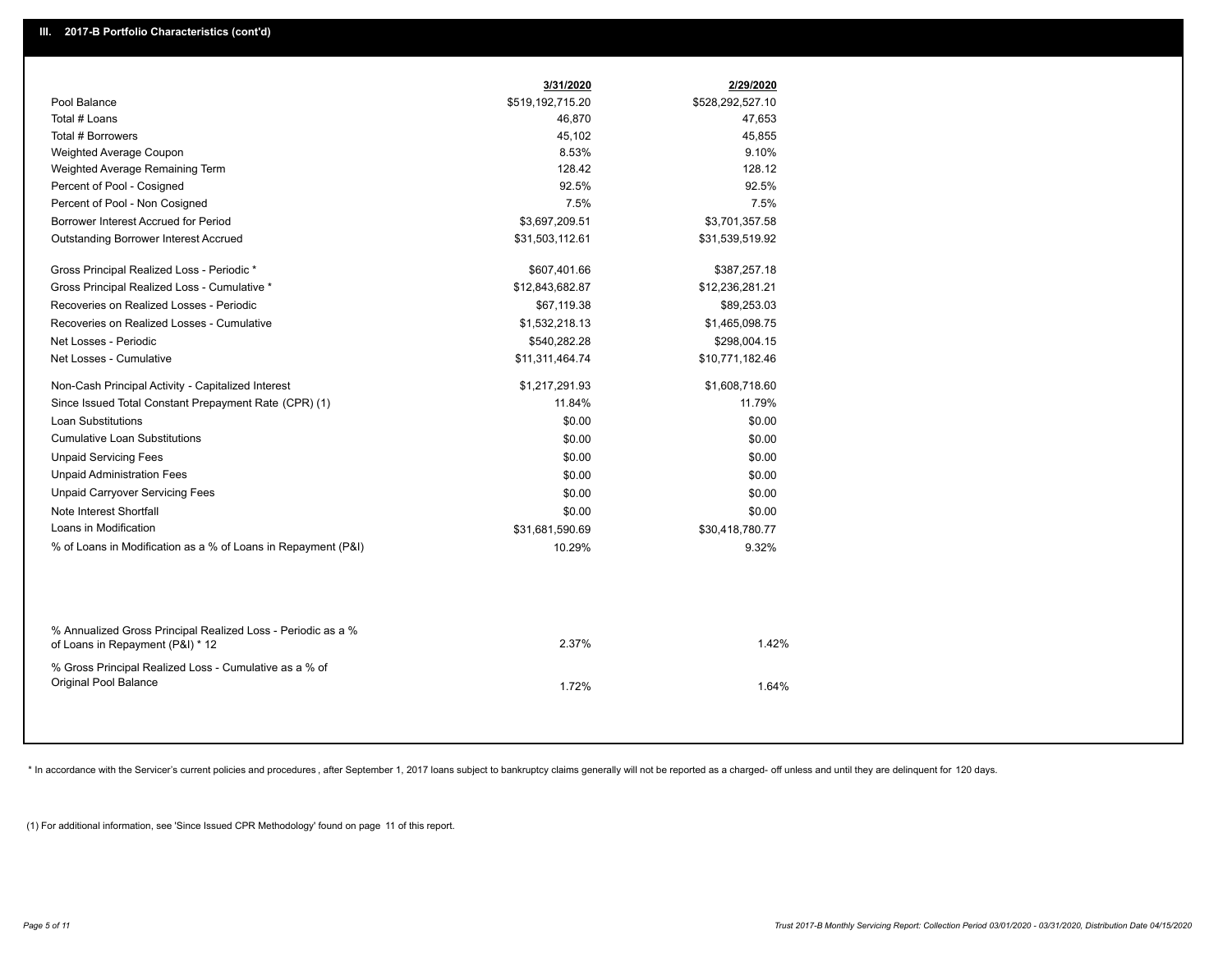## III. 2017-B Portfolio Characteristics (cont'd)

| | 3/31/2020 | 2/29/2020 |
|---|---|---|
| Pool Balance | $519,192,715.20 | $528,292,527.10 |
| Total # Loans | 46,870 | 47,653 |
| Total # Borrowers | 45,102 | 45,855 |
| Weighted Average Coupon | 8.53% | 9.10% |
| Weighted Average Remaining Term | 128.42 | 128.12 |
| Percent of Pool - Cosigned | 92.5% | 92.5% |
| Percent of Pool - Non Cosigned | 7.5% | 7.5% |
| Borrower Interest Accrued for Period | $3,697,209.51 | $3,701,357.58 |
| Outstanding Borrower Interest Accrued | $31,503,112.61 | $31,539,519.92 |
| Gross Principal Realized Loss - Periodic * | $607,401.66 | $387,257.18 |
| Gross Principal Realized Loss - Cumulative * | $12,843,682.87 | $12,236,281.21 |
| Recoveries on Realized Losses - Periodic | $67,119.38 | $89,253.03 |
| Recoveries on Realized Losses - Cumulative | $1,532,218.13 | $1,465,098.75 |
| Net Losses - Periodic | $540,282.28 | $298,004.15 |
| Net Losses - Cumulative | $11,311,464.74 | $10,771,182.46 |
| Non-Cash Principal Activity - Capitalized Interest | $1,217,291.93 | $1,608,718.60 |
| Since Issued Total Constant Prepayment Rate (CPR) (1) | 11.84% | 11.79% |
| Loan Substitutions | $0.00 | $0.00 |
| Cumulative Loan Substitutions | $0.00 | $0.00 |
| Unpaid Servicing Fees | $0.00 | $0.00 |
| Unpaid Administration Fees | $0.00 | $0.00 |
| Unpaid Carryover Servicing Fees | $0.00 | $0.00 |
| Note Interest Shortfall | $0.00 | $0.00 |
| Loans in Modification | $31,681,590.69 | $30,418,780.77 |
| % of Loans in Modification as a % of Loans in Repayment (P&I) | 10.29% | 9.32% |
| % Annualized Gross Principal Realized Loss - Periodic as a % of Loans in Repayment (P&I) * 12 | 2.37% | 1.42% |
| % Gross Principal Realized Loss - Cumulative as a % of Original Pool Balance | 1.72% | 1.64% |

* In accordance with the Servicer's current policies and procedures , after September 1, 2017 loans subject to bankruptcy claims generally will not be reported as a charged- off unless and until they are delinquent for 120 days.

(1) For additional information, see 'Since Issued CPR Methodology' found on page 11 of this report.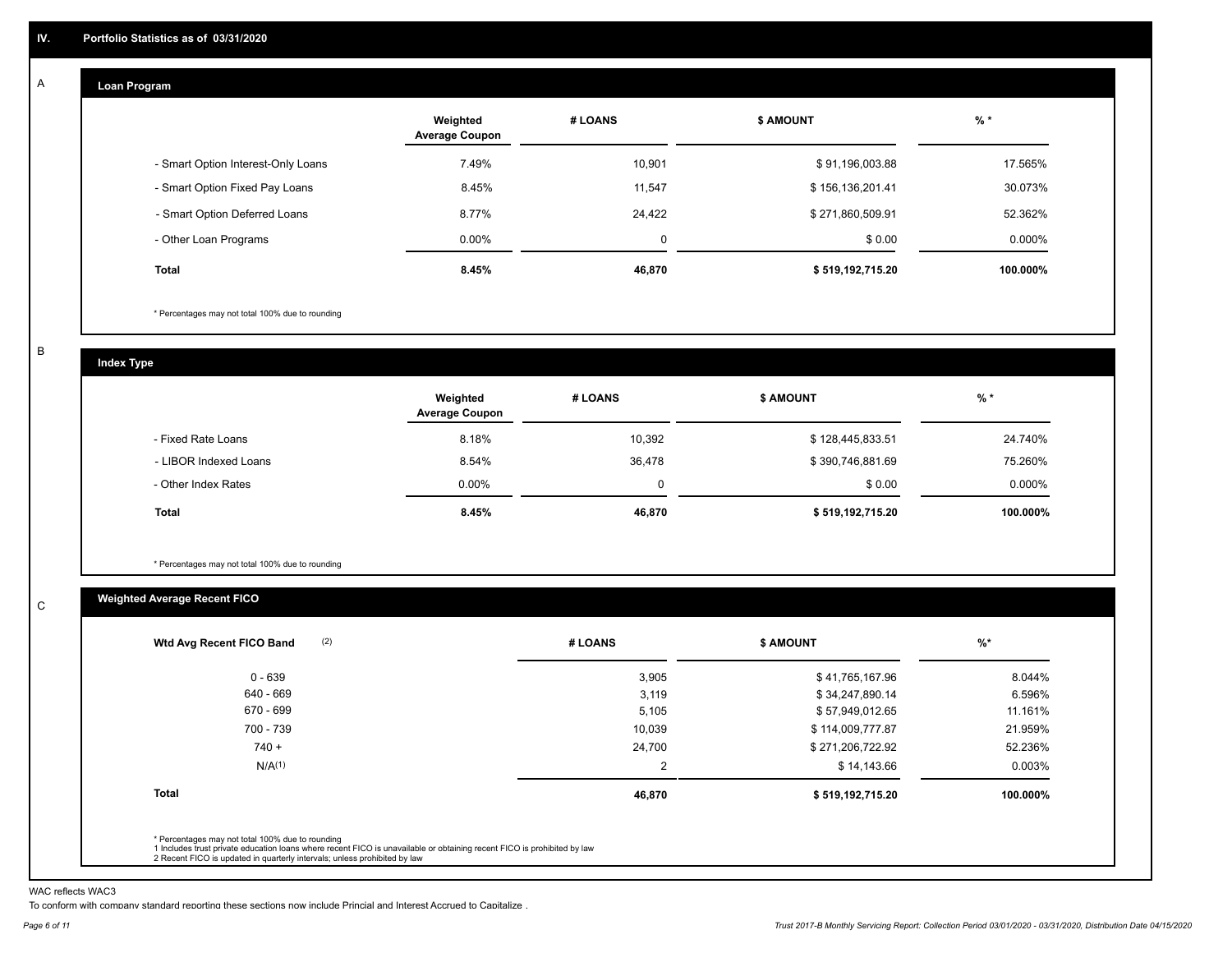## IV. Portfolio Statistics as of 03/31/2020

### A — Loan Program

| | Weighted Average Coupon | # LOANS | $ AMOUNT | % * |
|---|---|---|---|---|
| - Smart Option Interest-Only Loans | 7.49% | 10,901 | $ 91,196,003.88 | 17.565% |
| - Smart Option Fixed Pay Loans | 8.45% | 11,547 | $ 156,136,201.41 | 30.073% |
| - Smart Option Deferred Loans | 8.77% | 24,422 | $ 271,860,509.91 | 52.362% |
| - Other Loan Programs | 0.00% | 0 | $ 0.00 | 0.000% |
| **Total** | **8.45%** | **46,870** | **$ 519,192,715.20** | **100.000%** |

* Percentages may not total 100% due to rounding

### B — Index Type

| | Weighted Average Coupon | # LOANS | $ AMOUNT | % * |
|---|---|---|---|---|
| - Fixed Rate Loans | 8.18% | 10,392 | $ 128,445,833.51 | 24.740% |
| - LIBOR Indexed Loans | 8.54% | 36,478 | $ 390,746,881.69 | 75.260% |
| - Other Index Rates | 0.00% | 0 | $ 0.00 | 0.000% |
| **Total** | **8.45%** | **46,870** | **$ 519,192,715.20** | **100.000%** |

* Percentages may not total 100% due to rounding

### C — Weighted Average Recent FICO

| Wtd Avg Recent FICO Band (2) | # LOANS | $ AMOUNT | %* |
|---|---|---|---|
| 0 - 639 | 3,905 | $ 41,765,167.96 | 8.044% |
| 640 - 669 | 3,119 | $ 34,247,890.14 | 6.596% |
| 670 - 699 | 5,105 | $ 57,949,012.65 | 11.161% |
| 700 - 739 | 10,039 | $ 114,009,777.87 | 21.959% |
| 740 + | 24,700 | $ 271,206,722.92 | 52.236% |
| N/A(1) | 2 | $ 14,143.66 | 0.003% |
| **Total** | **46,870** | **$ 519,192,715.20** | **100.000%** |

* Percentages may not total 100% due to rounding
1 Includes trust private education loans where recent FICO is unavailable or obtaining recent FICO is prohibited by law
2 Recent FICO is updated in quarterly intervals; unless prohibited by law

WAC reflects WAC3

To conform with company standard reporting these sections now include Princial and Interest Accrued to Capitalize .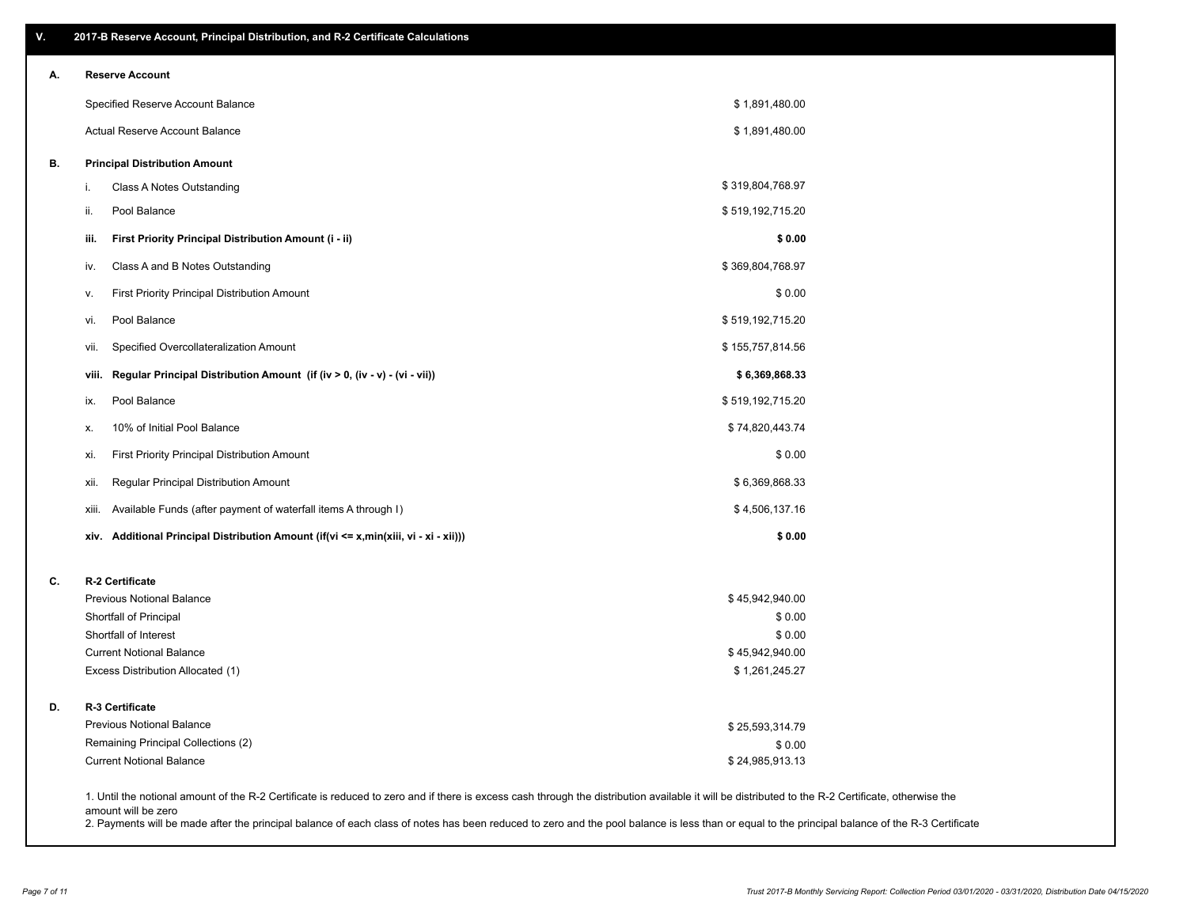## V. 2017-B Reserve Account, Principal Distribution, and R-2 Certificate Calculations

### A. Reserve Account

| | |
|---|---|
| Specified Reserve Account Balance | $ 1,891,480.00 |
| Actual Reserve Account Balance | $ 1,891,480.00 |

### B. Principal Distribution Amount

| | | |
|---|---|---|
| i. | Class A Notes Outstanding | $ 319,804,768.97 |
| ii. | Pool Balance | $ 519,192,715.20 |
| **iii.** | **First Priority Principal Distribution Amount (i - ii)** | **$ 0.00** |
| iv. | Class A and B Notes Outstanding | $ 369,804,768.97 |
| v. | First Priority Principal Distribution Amount | $ 0.00 |
| vi. | Pool Balance | $ 519,192,715.20 |
| vii. | Specified Overcollateralization Amount | $ 155,757,814.56 |
| **viii.** | **Regular Principal Distribution Amount (if (iv > 0, (iv - v) - (vi - vii))** | **$ 6,369,868.33** |
| ix. | Pool Balance | $ 519,192,715.20 |
| x. | 10% of Initial Pool Balance | $ 74,820,443.74 |
| xi. | First Priority Principal Distribution Amount | $ 0.00 |
| xii. | Regular Principal Distribution Amount | $ 6,369,868.33 |
| xiii. | Available Funds (after payment of waterfall items A through I) | $ 4,506,137.16 |
| **xiv.** | **Additional Principal Distribution Amount (if(vi <= x,min(xiii, vi - xi - xii)))** | **$ 0.00** |

### C. R-2 Certificate

| | |
|---|---|
| Previous Notional Balance | $ 45,942,940.00 |
| Shortfall of Principal | $ 0.00 |
| Shortfall of Interest | $ 0.00 |
| Current Notional Balance | $ 45,942,940.00 |
| Excess Distribution Allocated (1) | $ 1,261,245.27 |

### D. R-3 Certificate

| | |
|---|---|
| Previous Notional Balance | $ 25,593,314.79 |
| Remaining Principal Collections (2) | $ 0.00 |
| Current Notional Balance | $ 24,985,913.13 |

1. Until the notional amount of the R-2 Certificate is reduced to zero and if there is excess cash through the distribution available it will be distributed to the R-2 Certificate, otherwise the amount will be zero
2. Payments will be made after the principal balance of each class of notes has been reduced to zero and the pool balance is less than or equal to the principal balance of the R-3 Certificate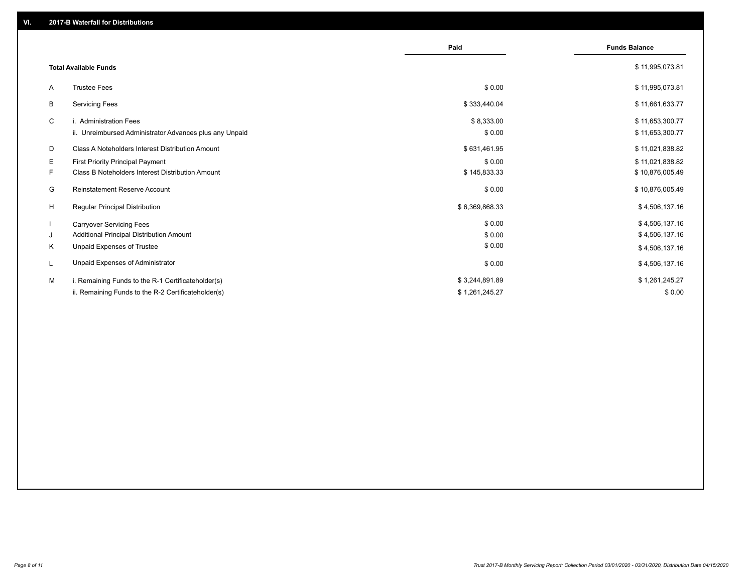## VI. 2017-B Waterfall for Distributions

| | | Paid | Funds Balance |
|---|---|---|---|
| | **Total Available Funds** | | $ 11,995,073.81 |
| A | Trustee Fees | $ 0.00 | $ 11,995,073.81 |
| B | Servicing Fees | $ 333,440.04 | $ 11,661,633.77 |
| C | i. Administration Fees | $ 8,333.00 | $ 11,653,300.77 |
| | ii. Unreimbursed Administrator Advances plus any Unpaid | $ 0.00 | $ 11,653,300.77 |
| D | Class A Noteholders Interest Distribution Amount | $ 631,461.95 | $ 11,021,838.82 |
| E | First Priority Principal Payment | $ 0.00 | $ 11,021,838.82 |
| F | Class B Noteholders Interest Distribution Amount | $ 145,833.33 | $ 10,876,005.49 |
| G | Reinstatement Reserve Account | $ 0.00 | $ 10,876,005.49 |
| H | Regular Principal Distribution | $ 6,369,868.33 | $ 4,506,137.16 |
| I | Carryover Servicing Fees | $ 0.00 | $ 4,506,137.16 |
| J | Additional Principal Distribution Amount | $ 0.00 | $ 4,506,137.16 |
| K | Unpaid Expenses of Trustee | $ 0.00 | $ 4,506,137.16 |
| L | Unpaid Expenses of Administrator | $ 0.00 | $ 4,506,137.16 |
| M | i. Remaining Funds to the R-1 Certificateholder(s) | $ 3,244,891.89 | $ 1,261,245.27 |
| | ii. Remaining Funds to the R-2 Certificateholder(s) | $ 1,261,245.27 | $ 0.00 |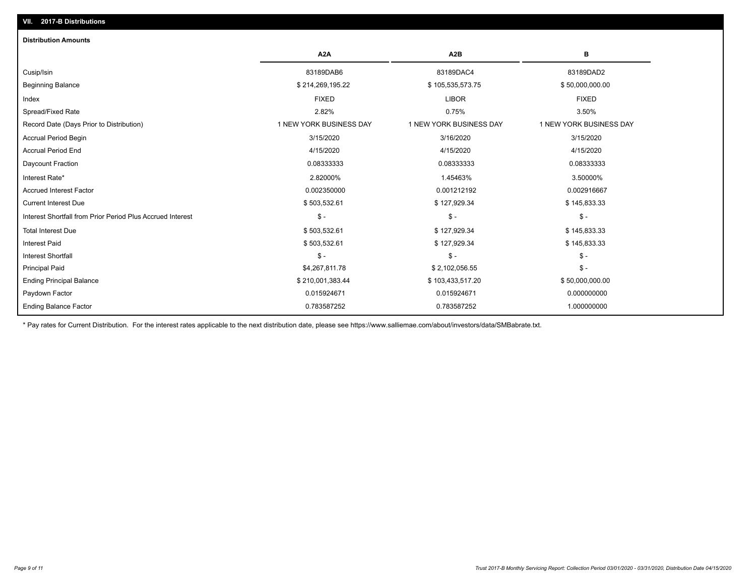## VII. 2017-B Distributions

### Distribution Amounts

| | A2A | A2B | B |
|---|---|---|---|
| Cusip/Isin | 83189DAB6 | 83189DAC4 | 83189DAD2 |
| Beginning Balance | $ 214,269,195.22 | $ 105,535,573.75 | $ 50,000,000.00 |
| Index | FIXED | LIBOR | FIXED |
| Spread/Fixed Rate | 2.82% | 0.75% | 3.50% |
| Record Date (Days Prior to Distribution) | 1 NEW YORK BUSINESS DAY | 1 NEW YORK BUSINESS DAY | 1 NEW YORK BUSINESS DAY |
| Accrual Period Begin | 3/15/2020 | 3/16/2020 | 3/15/2020 |
| Accrual Period End | 4/15/2020 | 4/15/2020 | 4/15/2020 |
| Daycount Fraction | 0.08333333 | 0.08333333 | 0.08333333 |
| Interest Rate* | 2.82000% | 1.45463% | 3.50000% |
| Accrued Interest Factor | 0.002350000 | 0.001212192 | 0.002916667 |
| Current Interest Due | $ 503,532.61 | $ 127,929.34 | $ 145,833.33 |
| Interest Shortfall from Prior Period Plus Accrued Interest | $ - | $ - | $ - |
| Total Interest Due | $ 503,532.61 | $ 127,929.34 | $ 145,833.33 |
| Interest Paid | $ 503,532.61 | $ 127,929.34 | $ 145,833.33 |
| Interest Shortfall | $ - | $ - | $ - |
| Principal Paid | $4,267,811.78 | $ 2,102,056.55 | $ - |
| Ending Principal Balance | $ 210,001,383.44 | $ 103,433,517.20 | $ 50,000,000.00 |
| Paydown Factor | 0.015924671 | 0.015924671 | 0.000000000 |
| Ending Balance Factor | 0.783587252 | 0.783587252 | 1.000000000 |

* Pay rates for Current Distribution. For the interest rates applicable to the next distribution date, please see https://www.salliemae.com/about/investors/data/SMBabrate.txt.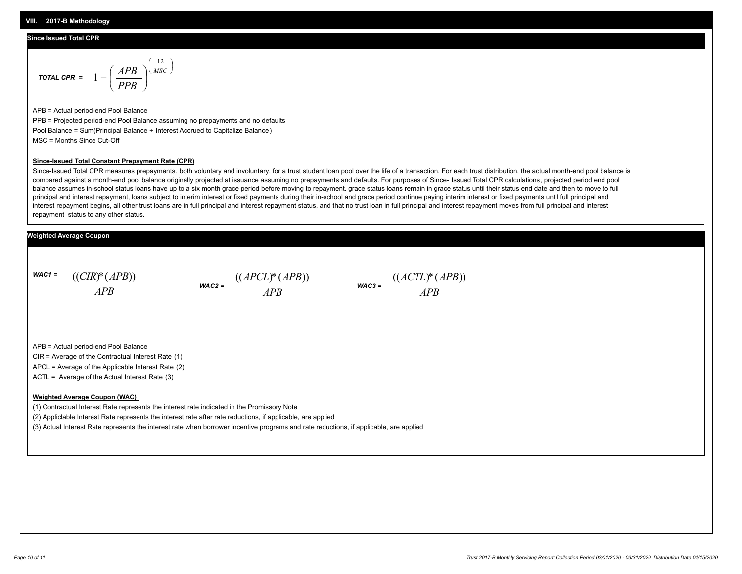## VIII. 2017-B Methodology

### Since Issued Total CPR

**TOTAL CPR =** $$1 - \left( \frac{APB}{PPB} \right)^{\left( \frac{12}{MSC} \right)}$$

APB = Actual period-end Pool Balance

PPB = Projected period-end Pool Balance assuming no prepayments and no defaults

Pool Balance = Sum(Principal Balance + Interest Accrued to Capitalize Balance)

MSC = Months Since Cut-Off

**Since-Issued Total Constant Prepayment Rate (CPR)**

Since-Issued Total CPR measures prepayments, both voluntary and involuntary, for a trust student loan pool over the life of a transaction. For each trust distribution, the actual month-end pool balance is compared against a month-end pool balance originally projected at issuance assuming no prepayments and defaults. For purposes of Since- Issued Total CPR calculations, projected period end pool balance assumes in-school status loans have up to a six month grace period before moving to repayment, grace status loans remain in grace status until their status end date and then to move to full principal and interest repayment, loans subject to interim interest or fixed payments during their in-school and grace period continue paying interim interest or fixed payments until full principal and interest repayment begins, all other trust loans are in full principal and interest repayment status, and that no trust loan in full principal and interest repayment moves from full principal and interest repayment status to any other status.

### Weighted Average Coupon

**WAC1 =** $$\frac{((CIR)^{*}(APB))}{APB}$$

**WAC2 =** $$\frac{((APCL)^{*}(APB))}{APB}$$

**WAC3 =** $$\frac{((ACTL)^{*}(APB))}{APB}$$

APB = Actual period-end Pool Balance

CIR = Average of the Contractual Interest Rate (1)

APCL = Average of the Applicable Interest Rate (2)

ACTL = Average of the Actual Interest Rate (3)

**Weighted Average Coupon (WAC)**

(1) Contractual Interest Rate represents the interest rate indicated in the Promissory Note

(2) Appliclable Interest Rate represents the interest rate after rate reductions, if applicable, are applied

(3) Actual Interest Rate represents the interest rate when borrower incentive programs and rate reductions, if applicable, are applied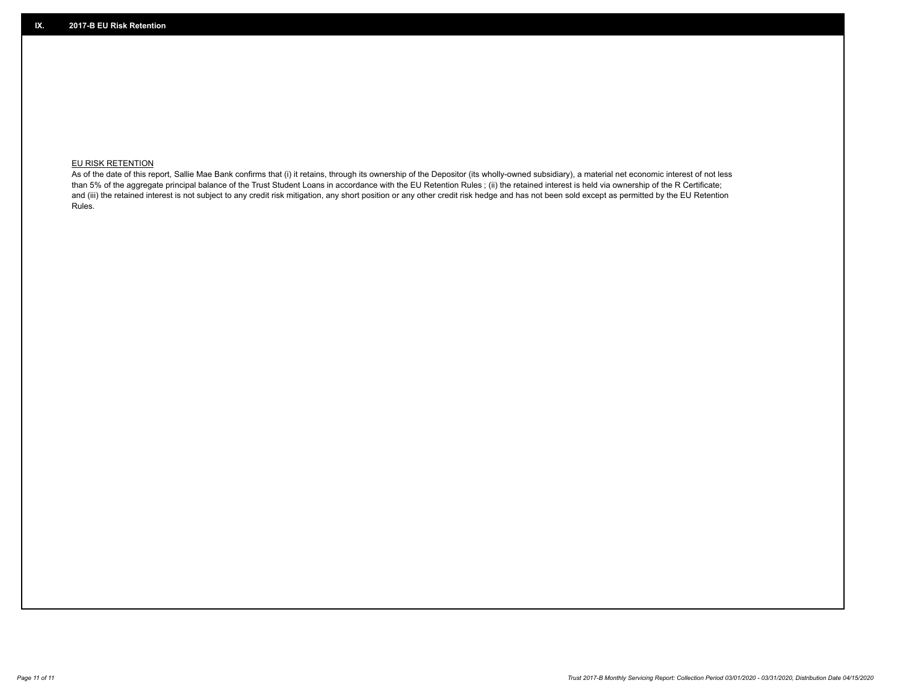## IX. 2017-B EU Risk Retention

EU RISK RETENTION

As of the date of this report, Sallie Mae Bank confirms that (i) it retains, through its ownership of the Depositor (its wholly-owned subsidiary), a material net economic interest of not less than 5% of the aggregate principal balance of the Trust Student Loans in accordance with the EU Retention Rules ; (ii) the retained interest is held via ownership of the R Certificate; and (iii) the retained interest is not subject to any credit risk mitigation, any short position or any other credit risk hedge and has not been sold except as permitted by the EU Retention Rules.